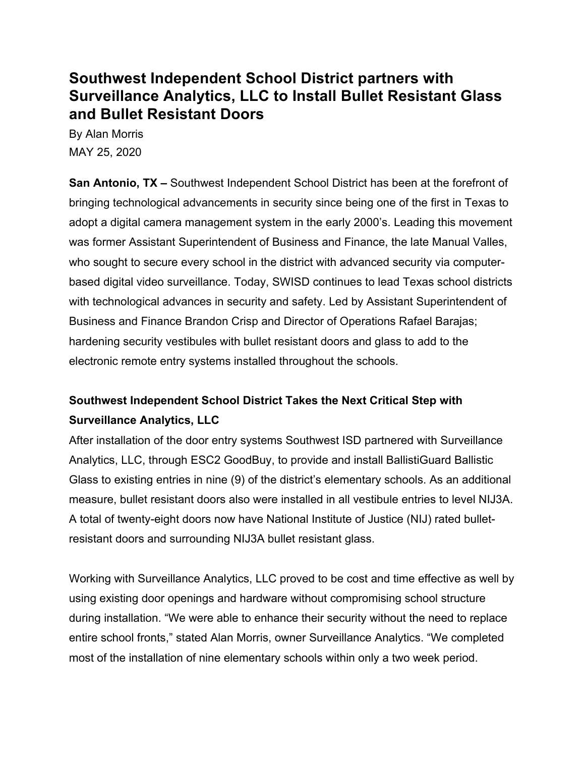# Southwest Independent School District partners with Surveillance Analytics, LLC to Install Bullet Resistant Glass and Bullet Resistant Doors

By Alan Morris
MAY 25, 2020

**San Antonio, TX –** Southwest Independent School District has been at the forefront of bringing technological advancements in security since being one of the first in Texas to adopt a digital camera management system in the early 2000's. Leading this movement was former Assistant Superintendent of Business and Finance, the late Manual Valles, who sought to secure every school in the district with advanced security via computer-based digital video surveillance. Today, SWISD continues to lead Texas school districts with technological advances in security and safety. Led by Assistant Superintendent of Business and Finance Brandon Crisp and Director of Operations Rafael Barajas; hardening security vestibules with bullet resistant doors and glass to add to the electronic remote entry systems installed throughout the schools.

### Southwest Independent School District Takes the Next Critical Step with Surveillance Analytics, LLC

After installation of the door entry systems Southwest ISD partnered with Surveillance Analytics, LLC, through ESC2 GoodBuy, to provide and install BallistiGuard Ballistic Glass to existing entries in nine (9) of the district's elementary schools. As an additional measure, bullet resistant doors also were installed in all vestibule entries to level NIJ3A. A total of twenty-eight doors now have National Institute of Justice (NIJ) rated bullet-resistant doors and surrounding NIJ3A bullet resistant glass.

Working with Surveillance Analytics, LLC proved to be cost and time effective as well by using existing door openings and hardware without compromising school structure during installation. "We were able to enhance their security without the need to replace entire school fronts," stated Alan Morris, owner Surveillance Analytics. "We completed most of the installation of nine elementary schools within only a two week period.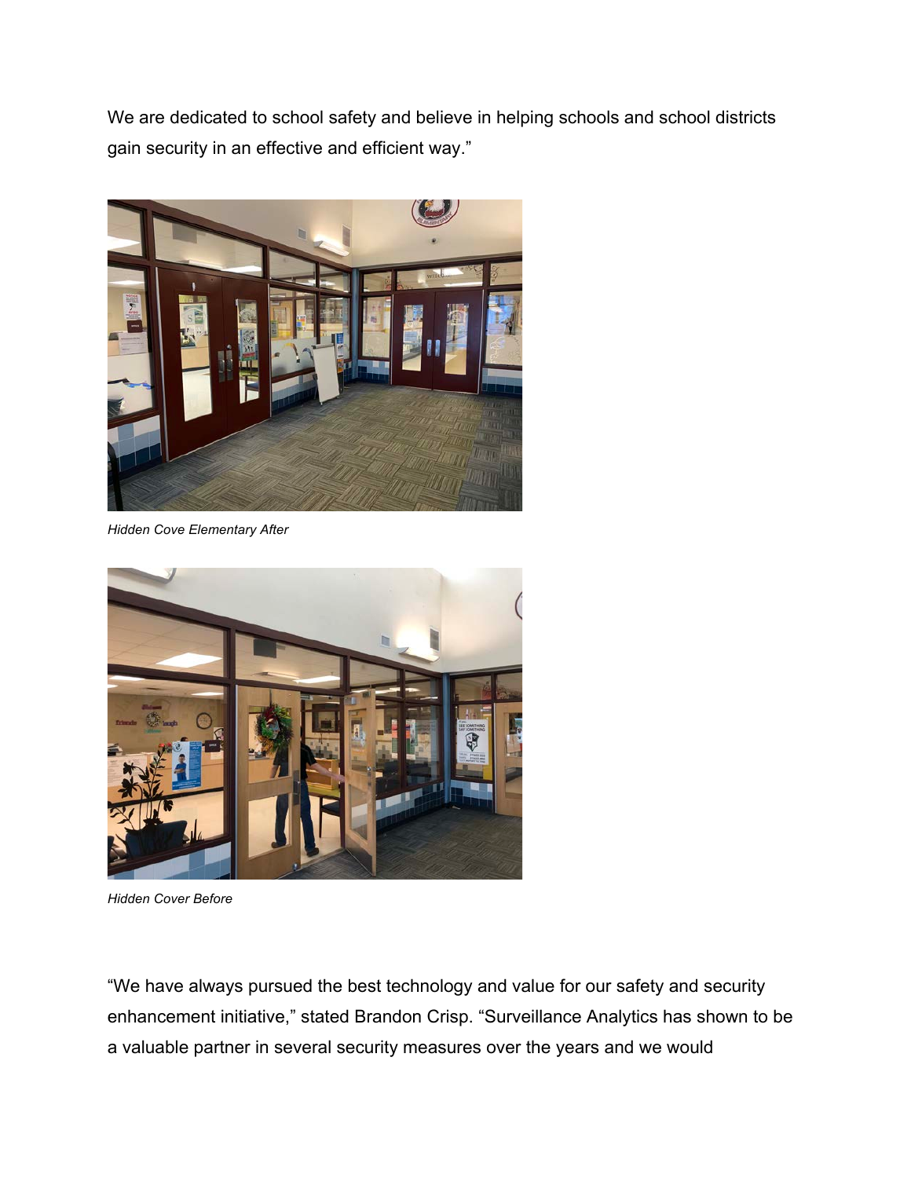We are dedicated to school safety and believe in helping schools and school districts gain security in an effective and efficient way."

*Hidden Cove Elementary After*

*Hidden Cover Before*

"We have always pursued the best technology and value for our safety and security enhancement initiative," stated Brandon Crisp. "Surveillance Analytics has shown to be a valuable partner in several security measures over the years and we would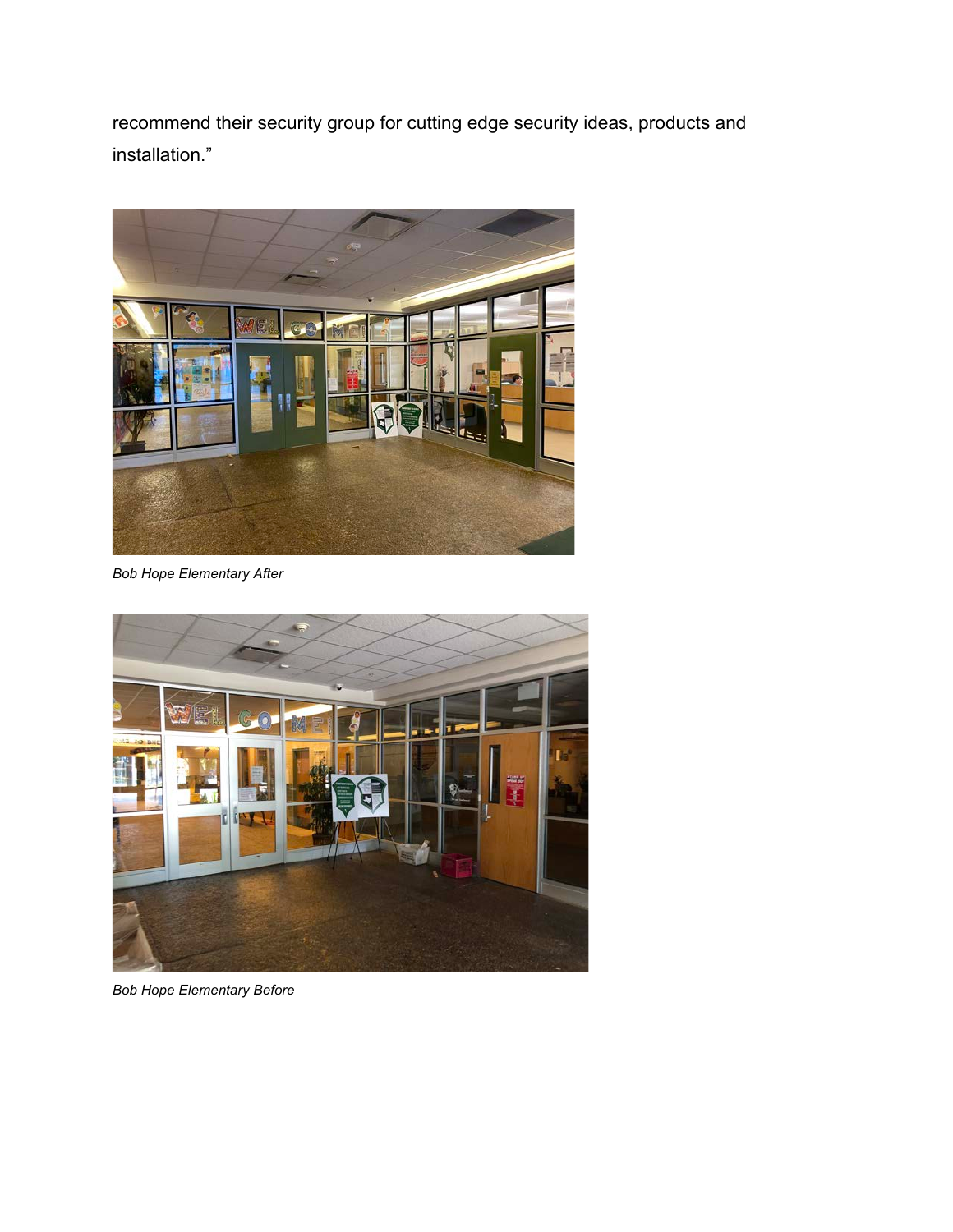recommend their security group for cutting edge security ideas, products and installation."

*Bob Hope Elementary After*

*Bob Hope Elementary Before*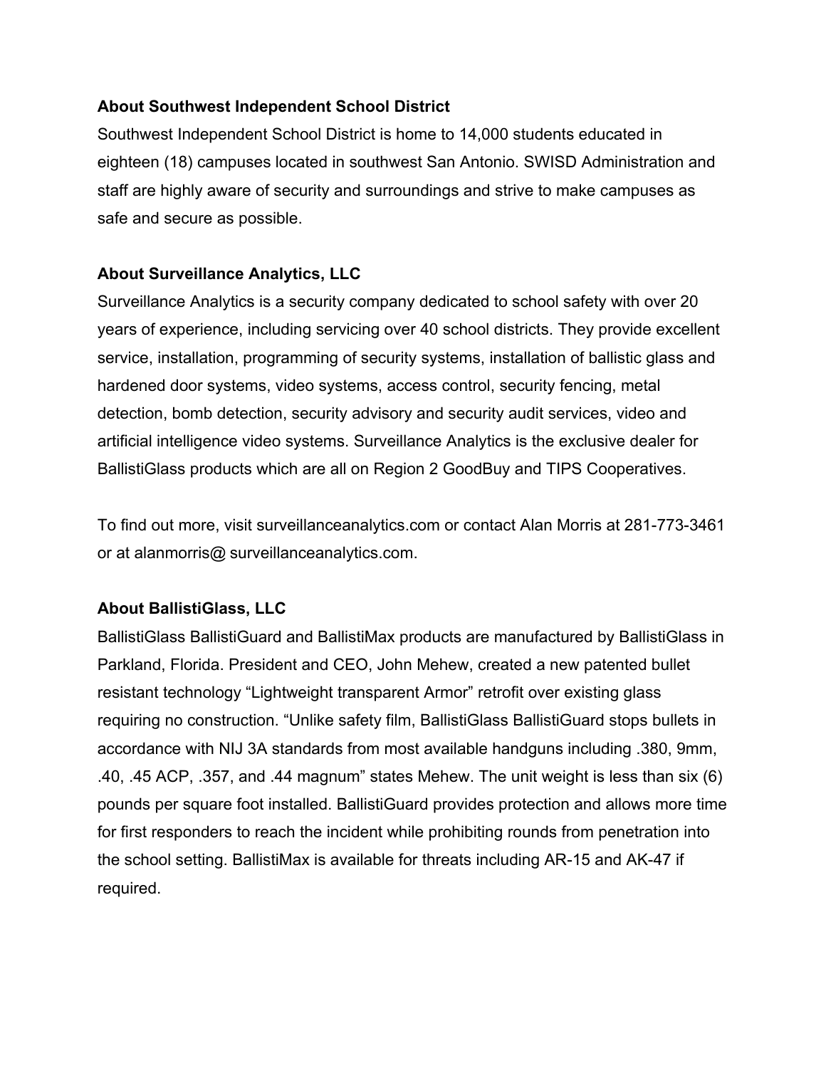**About Southwest Independent School District**

Southwest Independent School District is home to 14,000 students educated in eighteen (18) campuses located in southwest San Antonio. SWISD Administration and staff are highly aware of security and surroundings and strive to make campuses as safe and secure as possible.

**About Surveillance Analytics, LLC**

Surveillance Analytics is a security company dedicated to school safety with over 20 years of experience, including servicing over 40 school districts. They provide excellent service, installation, programming of security systems, installation of ballistic glass and hardened door systems, video systems, access control, security fencing, metal detection, bomb detection, security advisory and security audit services, video and artificial intelligence video systems. Surveillance Analytics is the exclusive dealer for BallistiGlass products which are all on Region 2 GoodBuy and TIPS Cooperatives.

To find out more, visit surveillanceanalytics.com or contact Alan Morris at 281-773-3461 or at alanmorris@ surveillanceanalytics.com.

**About BallistiGlass, LLC**

BallistiGlass BallistiGuard and BallistiMax products are manufactured by BallistiGlass in Parkland, Florida. President and CEO, John Mehew, created a new patented bullet resistant technology “Lightweight transparent Armor” retrofit over existing glass requiring no construction. “Unlike safety film, BallistiGlass BallistiGuard stops bullets in accordance with NIJ 3A standards from most available handguns including .380, 9mm, .40, .45 ACP, .357, and .44 magnum” states Mehew. The unit weight is less than six (6) pounds per square foot installed. BallistiGuard provides protection and allows more time for first responders to reach the incident while prohibiting rounds from penetration into the school setting. BallistiMax is available for threats including AR-15 and AK-47 if required.